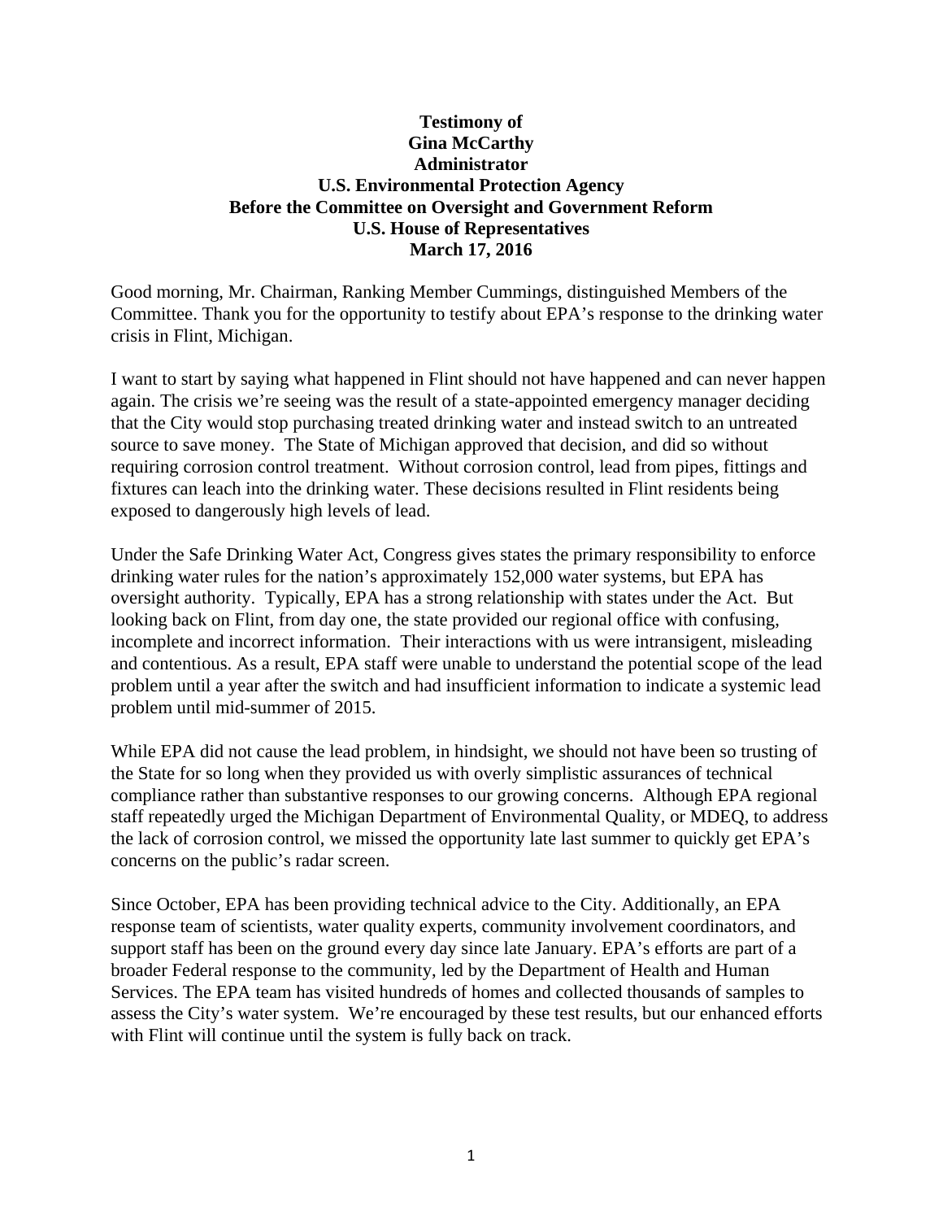**Testimony of**
**Gina McCarthy**
**Administrator**
**U.S. Environmental Protection Agency**
**Before the Committee on Oversight and Government Reform**
**U.S. House of Representatives**
**March 17, 2016**

Good morning, Mr. Chairman, Ranking Member Cummings, distinguished Members of the Committee. Thank you for the opportunity to testify about EPA's response to the drinking water crisis in Flint, Michigan.

I want to start by saying what happened in Flint should not have happened and can never happen again. The crisis we're seeing was the result of a state-appointed emergency manager deciding that the City would stop purchasing treated drinking water and instead switch to an untreated source to save money. The State of Michigan approved that decision, and did so without requiring corrosion control treatment. Without corrosion control, lead from pipes, fittings and fixtures can leach into the drinking water. These decisions resulted in Flint residents being exposed to dangerously high levels of lead.

Under the Safe Drinking Water Act, Congress gives states the primary responsibility to enforce drinking water rules for the nation's approximately 152,000 water systems, but EPA has oversight authority. Typically, EPA has a strong relationship with states under the Act. But looking back on Flint, from day one, the state provided our regional office with confusing, incomplete and incorrect information. Their interactions with us were intransigent, misleading and contentious. As a result, EPA staff were unable to understand the potential scope of the lead problem until a year after the switch and had insufficient information to indicate a systemic lead problem until mid-summer of 2015.

While EPA did not cause the lead problem, in hindsight, we should not have been so trusting of the State for so long when they provided us with overly simplistic assurances of technical compliance rather than substantive responses to our growing concerns. Although EPA regional staff repeatedly urged the Michigan Department of Environmental Quality, or MDEQ, to address the lack of corrosion control, we missed the opportunity late last summer to quickly get EPA's concerns on the public's radar screen.

Since October, EPA has been providing technical advice to the City. Additionally, an EPA response team of scientists, water quality experts, community involvement coordinators, and support staff has been on the ground every day since late January. EPA's efforts are part of a broader Federal response to the community, led by the Department of Health and Human Services. The EPA team has visited hundreds of homes and collected thousands of samples to assess the City's water system. We're encouraged by these test results, but our enhanced efforts with Flint will continue until the system is fully back on track.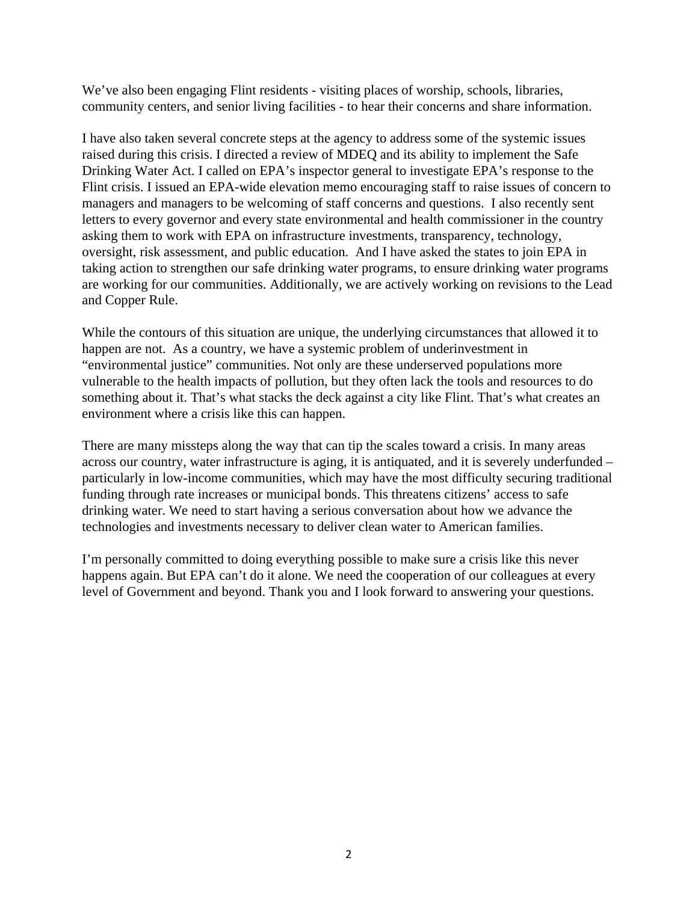We've also been engaging Flint residents - visiting places of worship, schools, libraries, community centers, and senior living facilities - to hear their concerns and share information.

I have also taken several concrete steps at the agency to address some of the systemic issues raised during this crisis. I directed a review of MDEQ and its ability to implement the Safe Drinking Water Act. I called on EPA's inspector general to investigate EPA's response to the Flint crisis. I issued an EPA-wide elevation memo encouraging staff to raise issues of concern to managers and managers to be welcoming of staff concerns and questions. I also recently sent letters to every governor and every state environmental and health commissioner in the country asking them to work with EPA on infrastructure investments, transparency, technology, oversight, risk assessment, and public education. And I have asked the states to join EPA in taking action to strengthen our safe drinking water programs, to ensure drinking water programs are working for our communities. Additionally, we are actively working on revisions to the Lead and Copper Rule.

While the contours of this situation are unique, the underlying circumstances that allowed it to happen are not. As a country, we have a systemic problem of underinvestment in "environmental justice" communities. Not only are these underserved populations more vulnerable to the health impacts of pollution, but they often lack the tools and resources to do something about it. That's what stacks the deck against a city like Flint. That's what creates an environment where a crisis like this can happen.

There are many missteps along the way that can tip the scales toward a crisis. In many areas across our country, water infrastructure is aging, it is antiquated, and it is severely underfunded – particularly in low-income communities, which may have the most difficulty securing traditional funding through rate increases or municipal bonds. This threatens citizens' access to safe drinking water. We need to start having a serious conversation about how we advance the technologies and investments necessary to deliver clean water to American families.

I'm personally committed to doing everything possible to make sure a crisis like this never happens again. But EPA can't do it alone. We need the cooperation of our colleagues at every level of Government and beyond. Thank you and I look forward to answering your questions.